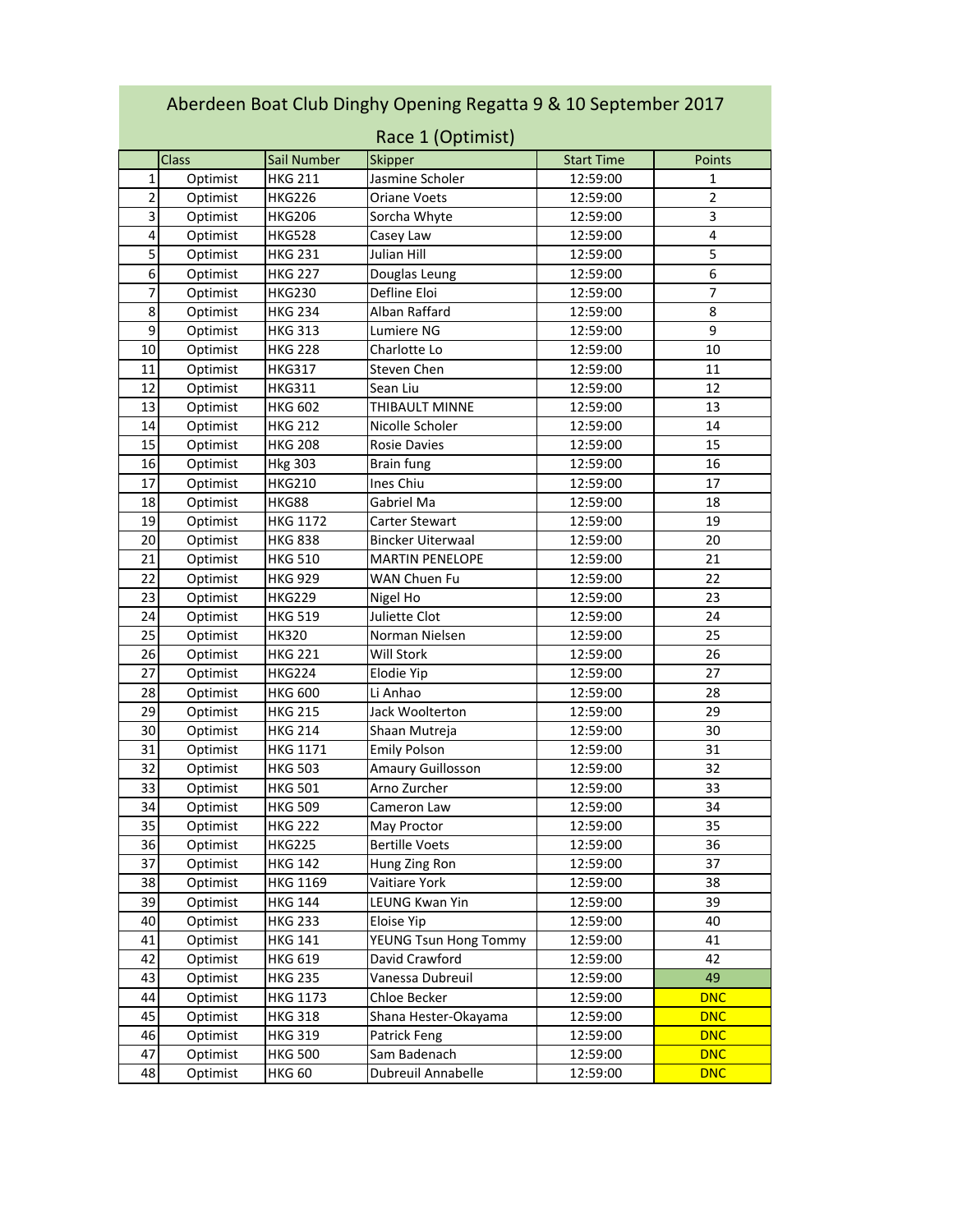# Aberdeen Boat Club Dinghy Opening Regatta 9 & 10 September 2017

## Race 1 (Optimist)

| | Class | Sail Number | Skipper | Start Time | Points |
|---|---|---|---|---|---|
| 1 | Optimist | HKG 211 | Jasmine Scholer | 12:59:00 | 1 |
| 2 | Optimist | HKG226 | Oriane Voets | 12:59:00 | 2 |
| 3 | Optimist | HKG206 | Sorcha Whyte | 12:59:00 | 3 |
| 4 | Optimist | HKG528 | Casey Law | 12:59:00 | 4 |
| 5 | Optimist | HKG 231 | Julian Hill | 12:59:00 | 5 |
| 6 | Optimist | HKG 227 | Douglas Leung | 12:59:00 | 6 |
| 7 | Optimist | HKG230 | Defline Eloi | 12:59:00 | 7 |
| 8 | Optimist | HKG 234 | Alban Raffard | 12:59:00 | 8 |
| 9 | Optimist | HKG 313 | Lumiere NG | 12:59:00 | 9 |
| 10 | Optimist | HKG 228 | Charlotte Lo | 12:59:00 | 10 |
| 11 | Optimist | HKG317 | Steven Chen | 12:59:00 | 11 |
| 12 | Optimist | HKG311 | Sean Liu | 12:59:00 | 12 |
| 13 | Optimist | HKG 602 | THIBAULT MINNE | 12:59:00 | 13 |
| 14 | Optimist | HKG 212 | Nicolle Scholer | 12:59:00 | 14 |
| 15 | Optimist | HKG 208 | Rosie Davies | 12:59:00 | 15 |
| 16 | Optimist | Hkg 303 | Brain fung | 12:59:00 | 16 |
| 17 | Optimist | HKG210 | Ines Chiu | 12:59:00 | 17 |
| 18 | Optimist | HKG88 | Gabriel Ma | 12:59:00 | 18 |
| 19 | Optimist | HKG 1172 | Carter Stewart | 12:59:00 | 19 |
| 20 | Optimist | HKG 838 | Bincker Uiterwaal | 12:59:00 | 20 |
| 21 | Optimist | HKG 510 | MARTIN PENELOPE | 12:59:00 | 21 |
| 22 | Optimist | HKG 929 | WAN Chuen Fu | 12:59:00 | 22 |
| 23 | Optimist | HKG229 | Nigel Ho | 12:59:00 | 23 |
| 24 | Optimist | HKG 519 | Juliette Clot | 12:59:00 | 24 |
| 25 | Optimist | HK320 | Norman Nielsen | 12:59:00 | 25 |
| 26 | Optimist | HKG 221 | Will Stork | 12:59:00 | 26 |
| 27 | Optimist | HKG224 | Elodie Yip | 12:59:00 | 27 |
| 28 | Optimist | HKG 600 | Li Anhao | 12:59:00 | 28 |
| 29 | Optimist | HKG 215 | Jack Woolterton | 12:59:00 | 29 |
| 30 | Optimist | HKG 214 | Shaan Mutreja | 12:59:00 | 30 |
| 31 | Optimist | HKG 1171 | Emily Polson | 12:59:00 | 31 |
| 32 | Optimist | HKG 503 | Amaury Guillosson | 12:59:00 | 32 |
| 33 | Optimist | HKG 501 | Arno Zurcher | 12:59:00 | 33 |
| 34 | Optimist | HKG 509 | Cameron Law | 12:59:00 | 34 |
| 35 | Optimist | HKG 222 | May Proctor | 12:59:00 | 35 |
| 36 | Optimist | HKG225 | Bertille Voets | 12:59:00 | 36 |
| 37 | Optimist | HKG 142 | Hung Zing Ron | 12:59:00 | 37 |
| 38 | Optimist | HKG 1169 | Vaitiare York | 12:59:00 | 38 |
| 39 | Optimist | HKG 144 | LEUNG Kwan Yin | 12:59:00 | 39 |
| 40 | Optimist | HKG 233 | Eloise Yip | 12:59:00 | 40 |
| 41 | Optimist | HKG 141 | YEUNG Tsun Hong Tommy | 12:59:00 | 41 |
| 42 | Optimist | HKG 619 | David Crawford | 12:59:00 | 42 |
| 43 | Optimist | HKG 235 | Vanessa Dubreuil | 12:59:00 | 49 |
| 44 | Optimist | HKG 1173 | Chloe Becker | 12:59:00 | DNC |
| 45 | Optimist | HKG 318 | Shana Hester-Okayama | 12:59:00 | DNC |
| 46 | Optimist | HKG 319 | Patrick Feng | 12:59:00 | DNC |
| 47 | Optimist | HKG 500 | Sam Badenach | 12:59:00 | DNC |
| 48 | Optimist | HKG 60 | Dubreuil Annabelle | 12:59:00 | DNC |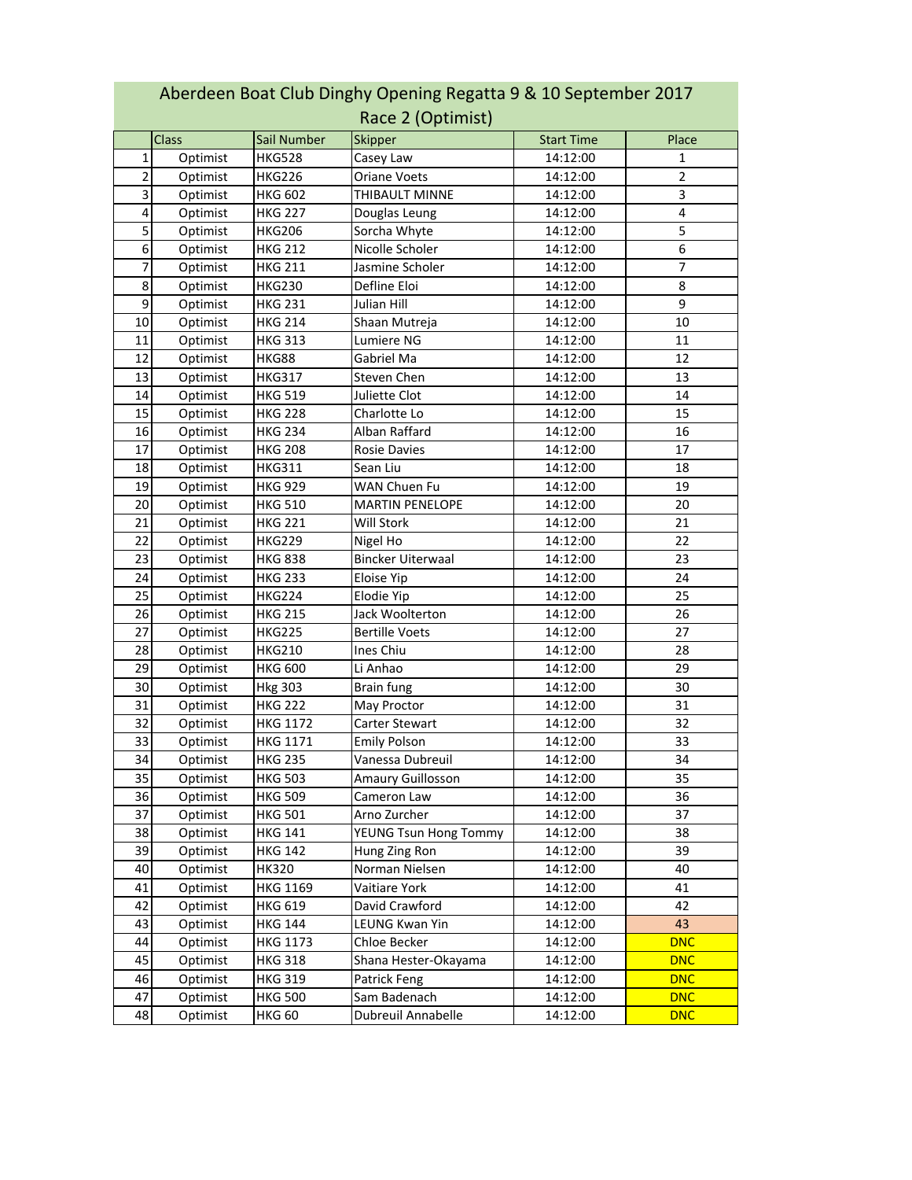# Aberdeen Boat Club Dinghy Opening Regatta 9 & 10 September 2017

## Race 2 (Optimist)

| | Class | Sail Number | Skipper | Start Time | Place |
|---|---|---|---|---|---|
| 1 | Optimist | HKG528 | Casey Law | 14:12:00 | 1 |
| 2 | Optimist | HKG226 | Oriane Voets | 14:12:00 | 2 |
| 3 | Optimist | HKG 602 | THIBAULT MINNE | 14:12:00 | 3 |
| 4 | Optimist | HKG 227 | Douglas Leung | 14:12:00 | 4 |
| 5 | Optimist | HKG206 | Sorcha Whyte | 14:12:00 | 5 |
| 6 | Optimist | HKG 212 | Nicolle Scholer | 14:12:00 | 6 |
| 7 | Optimist | HKG 211 | Jasmine Scholer | 14:12:00 | 7 |
| 8 | Optimist | HKG230 | Defline Eloi | 14:12:00 | 8 |
| 9 | Optimist | HKG 231 | Julian Hill | 14:12:00 | 9 |
| 10 | Optimist | HKG 214 | Shaan Mutreja | 14:12:00 | 10 |
| 11 | Optimist | HKG 313 | Lumiere NG | 14:12:00 | 11 |
| 12 | Optimist | HKG88 | Gabriel Ma | 14:12:00 | 12 |
| 13 | Optimist | HKG317 | Steven Chen | 14:12:00 | 13 |
| 14 | Optimist | HKG 519 | Juliette Clot | 14:12:00 | 14 |
| 15 | Optimist | HKG 228 | Charlotte Lo | 14:12:00 | 15 |
| 16 | Optimist | HKG 234 | Alban Raffard | 14:12:00 | 16 |
| 17 | Optimist | HKG 208 | Rosie Davies | 14:12:00 | 17 |
| 18 | Optimist | HKG311 | Sean Liu | 14:12:00 | 18 |
| 19 | Optimist | HKG 929 | WAN Chuen Fu | 14:12:00 | 19 |
| 20 | Optimist | HKG 510 | MARTIN PENELOPE | 14:12:00 | 20 |
| 21 | Optimist | HKG 221 | Will Stork | 14:12:00 | 21 |
| 22 | Optimist | HKG229 | Nigel Ho | 14:12:00 | 22 |
| 23 | Optimist | HKG 838 | Bincker Uiterwaal | 14:12:00 | 23 |
| 24 | Optimist | HKG 233 | Eloise Yip | 14:12:00 | 24 |
| 25 | Optimist | HKG224 | Elodie Yip | 14:12:00 | 25 |
| 26 | Optimist | HKG 215 | Jack Woolterton | 14:12:00 | 26 |
| 27 | Optimist | HKG225 | Bertille Voets | 14:12:00 | 27 |
| 28 | Optimist | HKG210 | Ines Chiu | 14:12:00 | 28 |
| 29 | Optimist | HKG 600 | Li Anhao | 14:12:00 | 29 |
| 30 | Optimist | Hkg 303 | Brain fung | 14:12:00 | 30 |
| 31 | Optimist | HKG 222 | May Proctor | 14:12:00 | 31 |
| 32 | Optimist | HKG 1172 | Carter Stewart | 14:12:00 | 32 |
| 33 | Optimist | HKG 1171 | Emily Polson | 14:12:00 | 33 |
| 34 | Optimist | HKG 235 | Vanessa Dubreuil | 14:12:00 | 34 |
| 35 | Optimist | HKG 503 | Amaury Guillosson | 14:12:00 | 35 |
| 36 | Optimist | HKG 509 | Cameron Law | 14:12:00 | 36 |
| 37 | Optimist | HKG 501 | Arno Zurcher | 14:12:00 | 37 |
| 38 | Optimist | HKG 141 | YEUNG Tsun Hong Tommy | 14:12:00 | 38 |
| 39 | Optimist | HKG 142 | Hung Zing Ron | 14:12:00 | 39 |
| 40 | Optimist | HK320 | Norman Nielsen | 14:12:00 | 40 |
| 41 | Optimist | HKG 1169 | Vaitiare York | 14:12:00 | 41 |
| 42 | Optimist | HKG 619 | David Crawford | 14:12:00 | 42 |
| 43 | Optimist | HKG 144 | LEUNG Kwan Yin | 14:12:00 | 43 |
| 44 | Optimist | HKG 1173 | Chloe Becker | 14:12:00 | DNC |
| 45 | Optimist | HKG 318 | Shana Hester-Okayama | 14:12:00 | DNC |
| 46 | Optimist | HKG 319 | Patrick Feng | 14:12:00 | DNC |
| 47 | Optimist | HKG 500 | Sam Badenach | 14:12:00 | DNC |
| 48 | Optimist | HKG 60 | Dubreuil Annabelle | 14:12:00 | DNC |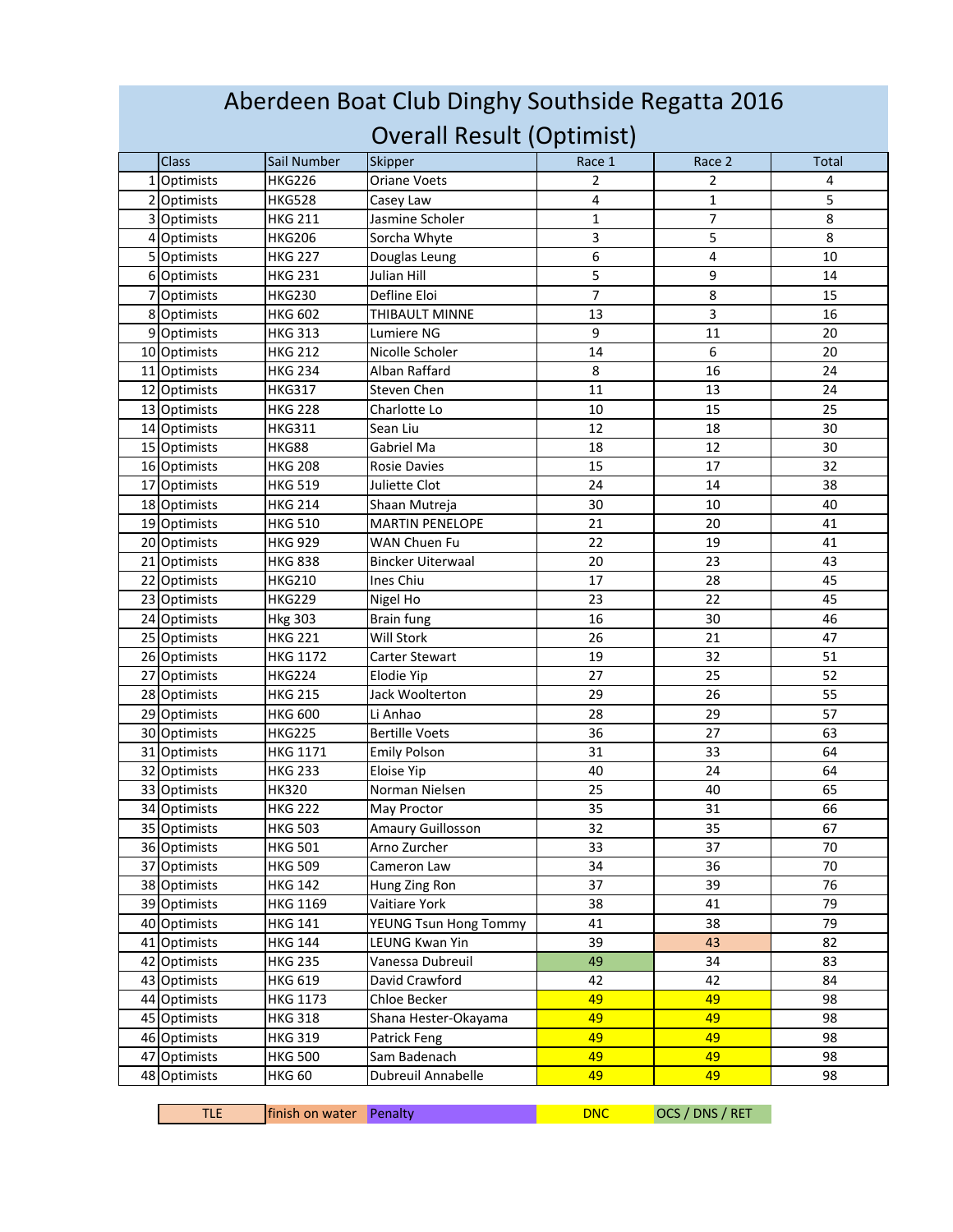# Aberdeen Boat Club Dinghy Southside Regatta 2016

## Overall Result (Optimist)

| | Class | Sail Number | Skipper | Race 1 | Race 2 | Total |
|---|---|---|---|---|---|---|
| 1 | Optimists | HKG226 | Oriane Voets | 2 | 2 | 4 |
| 2 | Optimists | HKG528 | Casey Law | 4 | 1 | 5 |
| 3 | Optimists | HKG 211 | Jasmine Scholer | 1 | 7 | 8 |
| 4 | Optimists | HKG206 | Sorcha Whyte | 3 | 5 | 8 |
| 5 | Optimists | HKG 227 | Douglas Leung | 6 | 4 | 10 |
| 6 | Optimists | HKG 231 | Julian Hill | 5 | 9 | 14 |
| 7 | Optimists | HKG230 | Defline Eloi | 7 | 8 | 15 |
| 8 | Optimists | HKG 602 | THIBAULT MINNE | 13 | 3 | 16 |
| 9 | Optimists | HKG 313 | Lumiere NG | 9 | 11 | 20 |
| 10 | Optimists | HKG 212 | Nicolle Scholer | 14 | 6 | 20 |
| 11 | Optimists | HKG 234 | Alban Raffard | 8 | 16 | 24 |
| 12 | Optimists | HKG317 | Steven Chen | 11 | 13 | 24 |
| 13 | Optimists | HKG 228 | Charlotte Lo | 10 | 15 | 25 |
| 14 | Optimists | HKG311 | Sean Liu | 12 | 18 | 30 |
| 15 | Optimists | HKG88 | Gabriel Ma | 18 | 12 | 30 |
| 16 | Optimists | HKG 208 | Rosie Davies | 15 | 17 | 32 |
| 17 | Optimists | HKG 519 | Juliette Clot | 24 | 14 | 38 |
| 18 | Optimists | HKG 214 | Shaan Mutreja | 30 | 10 | 40 |
| 19 | Optimists | HKG 510 | MARTIN PENELOPE | 21 | 20 | 41 |
| 20 | Optimists | HKG 929 | WAN Chuen Fu | 22 | 19 | 41 |
| 21 | Optimists | HKG 838 | Bincker Uiterwaal | 20 | 23 | 43 |
| 22 | Optimists | HKG210 | Ines Chiu | 17 | 28 | 45 |
| 23 | Optimists | HKG229 | Nigel Ho | 23 | 22 | 45 |
| 24 | Optimists | Hkg 303 | Brain fung | 16 | 30 | 46 |
| 25 | Optimists | HKG 221 | Will Stork | 26 | 21 | 47 |
| 26 | Optimists | HKG 1172 | Carter Stewart | 19 | 32 | 51 |
| 27 | Optimists | HKG224 | Elodie Yip | 27 | 25 | 52 |
| 28 | Optimists | HKG 215 | Jack Woolterton | 29 | 26 | 55 |
| 29 | Optimists | HKG 600 | Li Anhao | 28 | 29 | 57 |
| 30 | Optimists | HKG225 | Bertille Voets | 36 | 27 | 63 |
| 31 | Optimists | HKG 1171 | Emily Polson | 31 | 33 | 64 |
| 32 | Optimists | HKG 233 | Eloise Yip | 40 | 24 | 64 |
| 33 | Optimists | HK320 | Norman Nielsen | 25 | 40 | 65 |
| 34 | Optimists | HKG 222 | May Proctor | 35 | 31 | 66 |
| 35 | Optimists | HKG 503 | Amaury Guillosson | 32 | 35 | 67 |
| 36 | Optimists | HKG 501 | Arno Zurcher | 33 | 37 | 70 |
| 37 | Optimists | HKG 509 | Cameron Law | 34 | 36 | 70 |
| 38 | Optimists | HKG 142 | Hung Zing Ron | 37 | 39 | 76 |
| 39 | Optimists | HKG 1169 | Vaitiare York | 38 | 41 | 79 |
| 40 | Optimists | HKG 141 | YEUNG Tsun Hong Tommy | 41 | 38 | 79 |
| 41 | Optimists | HKG 144 | LEUNG Kwan Yin | 39 | 43 | 82 |
| 42 | Optimists | HKG 235 | Vanessa Dubreuil | 49 | 34 | 83 |
| 43 | Optimists | HKG 619 | David Crawford | 42 | 42 | 84 |
| 44 | Optimists | HKG 1173 | Chloe Becker | 49 | 49 | 98 |
| 45 | Optimists | HKG 318 | Shana Hester-Okayama | 49 | 49 | 98 |
| 46 | Optimists | HKG 319 | Patrick Feng | 49 | 49 | 98 |
| 47 | Optimists | HKG 500 | Sam Badenach | 49 | 49 | 98 |
| 48 | Optimists | HKG 60 | Dubreuil Annabelle | 49 | 49 | 98 |

| TLE | finish on water | Penalty | DNC | OCS / DNS / RET |
|---|---|---|---|---|